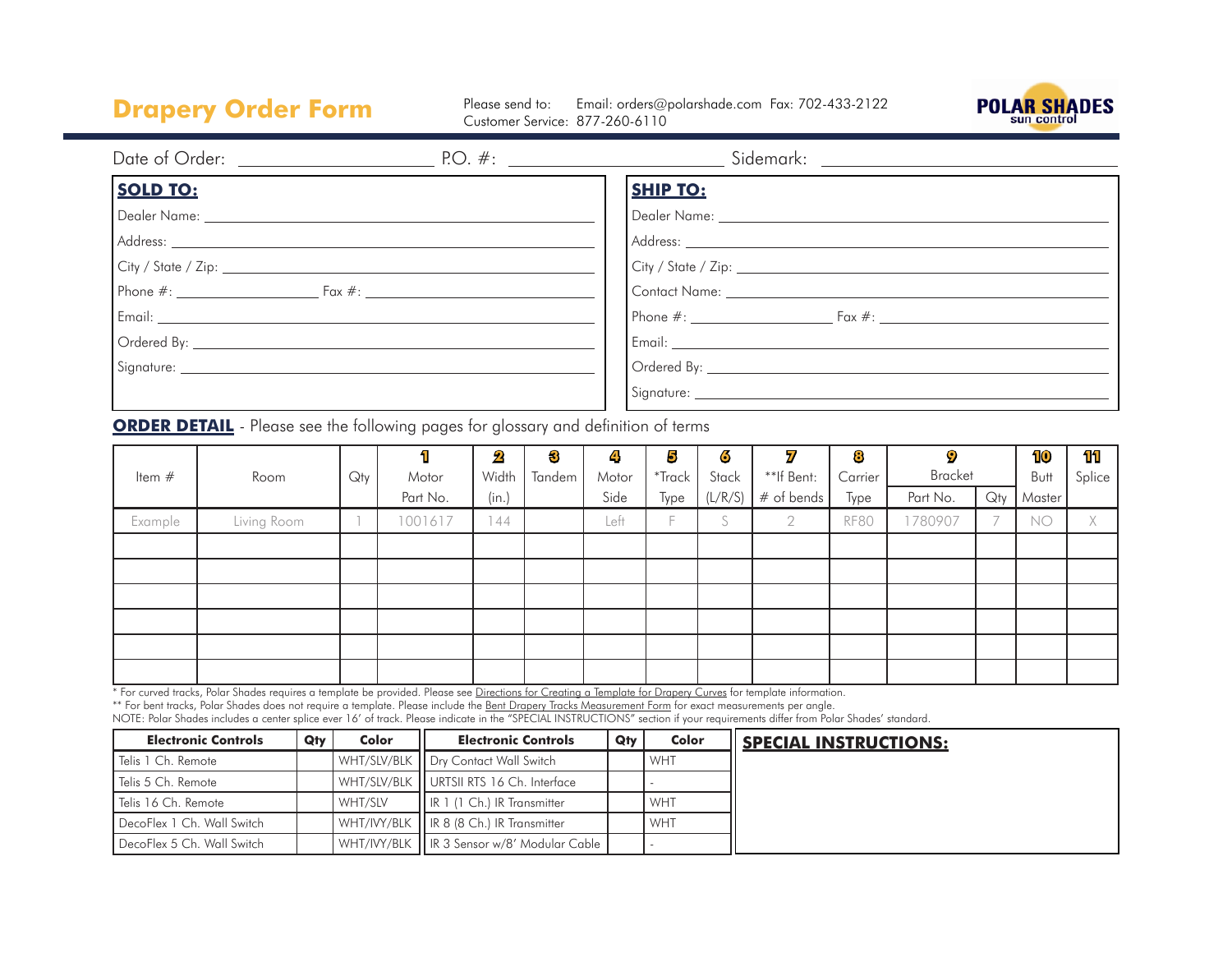# Drapery Order Form

Please send to: Email: orders@polarshade.com Fax: 702-433-2122
Customer Service: 877-260-6110

POLAR SHADES sun control

Date of Order: ____________________ P.O. #: ____________________ Sidemark: ____________________

| **SOLD TO:** | **SHIP TO:** |
|---|---|
| Dealer Name: | Dealer Name: |
| Address: | Address: |
| City / State / Zip: | City / State / Zip: |
| Phone #: Fax #: | Contact Name: |
| Email: | Phone #: Fax #: |
| Ordered By: | Email: |
| Signature: | Ordered By: |
| | Signature: |

**ORDER DETAIL** - Please see the following pages for glossary and definition of terms

| Item # | Room | Qty | 1 Motor Part No. | 2 Width (in.) | 3 Tandem | 4 Motor Side | 5 *Track Type | 6 Stack (L/R/S) | 7 **If Bent: # of bends | 8 Carrier Type | 9 Bracket | | 10 Butt Master | 11 Splice |
|---|---|---|---|---|---|---|---|---|---|---|---|---|---|---|
| | | | | | | | | | | | Part No. | Qty | | |
| Example | Living Room | 1 | 1001617 | 144 | | Left | F | S | 2 | RF80 | 1780907 | 7 | NO | X |
| | | | | | | | | | | | | | | |
| | | | | | | | | | | | | | | |
| | | | | | | | | | | | | | | |
| | | | | | | | | | | | | | | |
| | | | | | | | | | | | | | | |
| | | | | | | | | | | | | | | |

\* For curved tracks, Polar Shades requires a template be provided. Please see Directions for Creating a Template for Drapery Curves for template information.

\** For bent tracks, Polar Shades does not require a template. Please include the Bent Drapery Tracks Measurement Form for exact measurements per angle.

NOTE: Polar Shades includes a center splice ever 16' of track. Please indicate in the "SPECIAL INSTRUCTIONS" section if your requirements differ from Polar Shades' standard.

| Electronic Controls | Qty | Color | Electronic Controls | Qty | Color |
|---|---|---|---|---|---|
| Telis 1 Ch. Remote | | WHT/SLV/BLK | Dry Contact Wall Switch | | WHT |
| Telis 5 Ch. Remote | | WHT/SLV/BLK | URTSII RTS 16 Ch. Interface | | - |
| Telis 16 Ch. Remote | | WHT/SLV | IR 1 (1 Ch.) IR Transmitter | | WHT |
| DecoFlex 1 Ch. Wall Switch | | WHT/IVY/BLK | IR 8 (8 Ch.) IR Transmitter | | WHT |
| DecoFlex 5 Ch. Wall Switch | | WHT/IVY/BLK | IR 3 Sensor w/8' Modular Cable | | - |

**SPECIAL INSTRUCTIONS:**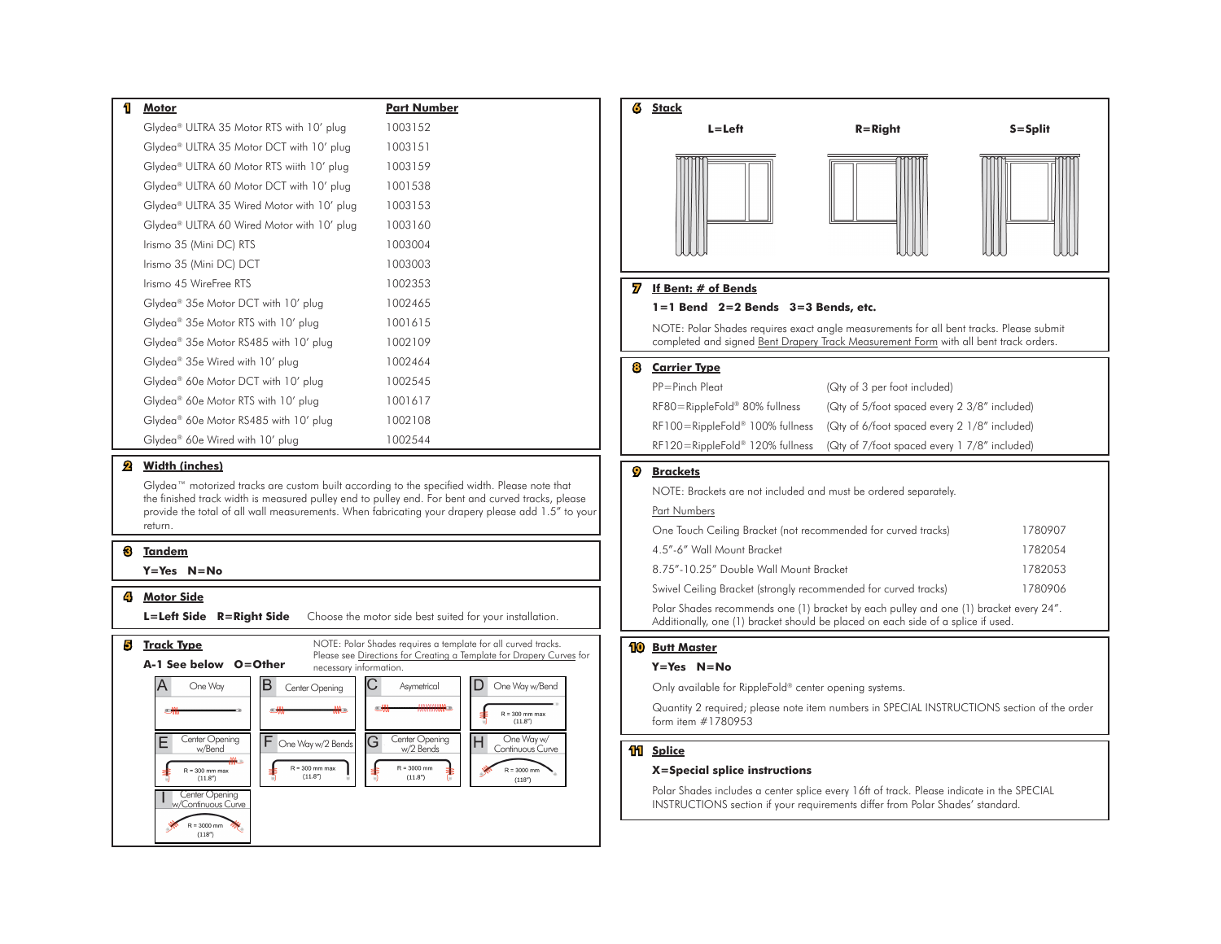## 1 Motor

| Motor | Part Number |
|---|---|
| Glydea® ULTRA 35 Motor RTS with 10' plug | 1003152 |
| Glydea® ULTRA 35 Motor DCT with 10' plug | 1003151 |
| Glydea® ULTRA 60 Motor RTS wiith 10' plug | 1003159 |
| Glydea® ULTRA 60 Motor DCT with 10' plug | 1001538 |
| Glydea® ULTRA 35 Wired Motor with 10' plug | 1003153 |
| Glydea® ULTRA 60 Wired Motor with 10' plug | 1003160 |
| Irismo 35 (Mini DC) RTS | 1003004 |
| Irismo 35 (Mini DC) DCT | 1003003 |
| Irismo 45 WireFree RTS | 1002353 |
| Glydea® 35e Motor DCT with 10' plug | 1002465 |
| Glydea® 35e Motor RTS with 10' plug | 1001615 |
| Glydea® 35e Motor RS485 with 10' plug | 1002109 |
| Glydea® 35e Wired with 10' plug | 1002464 |
| Glydea® 60e Motor DCT with 10' plug | 1002545 |
| Glydea® 60e Motor RTS with 10' plug | 1001617 |
| Glydea® 60e Motor RS485 with 10' plug | 1002108 |
| Glydea® 60e Wired with 10' plug | 1002544 |

## 2 Width (inches)

Glydea™ motorized tracks are custom built according to the specified width. Please note that the finished track width is measured pulley end to pulley end. For bent and curved tracks, please provide the total of all wall measurements. When fabricating your drapery please add 1.5" to your return.

## 3 Tandem

**Y=Yes N=No**

## 4 Motor Side

**L=Left Side R=Right Side** Choose the motor side best suited for your installation.

## 5 Track Type

**A-1 See below O=Other**

NOTE: Polar Shades requires a template for all curved tracks. Please see Directions for Creating a Template for Drapery Curves for necessary information.

A One Way

B Center Opening

C Asymetrical

D One Way w/Bend — R = 300 mm max (11.8")

E Center Opening w/Bend — R = 300 mm max (11.8")

F One Way w/2 Bends — R = 300 mm max (11.8")

G Center Opening w/2 Bends — R = 3000 mm (11.8")

H One Way w/ Continuous Curve — R = 3000 mm (118")

I Center Opening w/Continuous Curve — R = 3000 mm (118")

## 6 Stack

**L=Left R=Right S=Split**

## 7 If Bent: # of Bends

**1=1 Bend 2=2 Bends 3=3 Bends, etc.**

NOTE: Polar Shades requires exact angle measurements for all bent tracks. Please submit completed and signed Bent Drapery Track Measurement Form with all bent track orders.

## 8 Carrier Type

| | |
|---|---|
| PP=Pinch Pleat | (Qty of 3 per foot included) |
| RF80=RippleFold® 80% fullness | (Qty of 5/foot spaced every 2 3/8" included) |
| RF100=RippleFold® 100% fullness | (Qty of 6/foot spaced every 2 1/8" included) |
| RF120=RippleFold® 120% fullness | (Qty of 7/foot spaced every 1 7/8" included) |

## 9 Brackets

NOTE: Brackets are not included and must be ordered separately.

| Part Numbers | |
|---|---|
| One Touch Ceiling Bracket (not recommended for curved tracks) | 1780907 |
| 4.5"-6" Wall Mount Bracket | 1782054 |
| 8.75"-10.25" Double Wall Mount Bracket | 1782053 |
| Swivel Ceiling Bracket (strongly recommended for curved tracks) | 1780906 |

Polar Shades recommends one (1) bracket by each pulley and one (1) bracket every 24". Additionally, one (1) bracket should be placed on each side of a splice if used.

## 10 Butt Master

**Y=Yes N=No**

Only available for RippleFold® center opening systems.

Quantity 2 required; please note item numbers in SPECIAL INSTRUCTIONS section of the order form item #1780953

## 11 Splice

**X=Special splice instructions**

Polar Shades includes a center splice every 16ft of track. Please indicate in the SPECIAL INSTRUCTIONS section if your requirements differ from Polar Shades' standard.